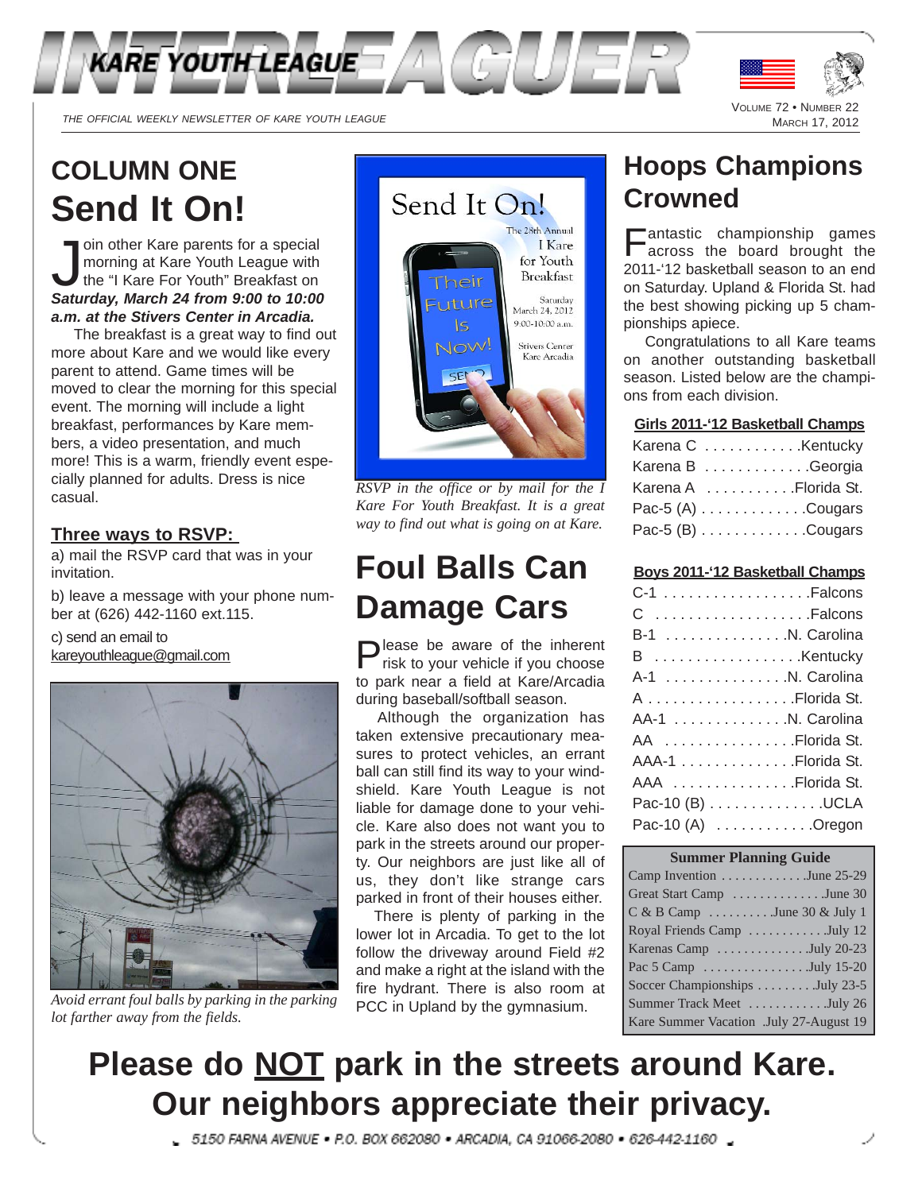# INTERLEAGUER

*THE OFFICIAL WEEKLY NEWSLETTER OF KARE YOUTH LEAGUE*

## COLUMN ONE

# Send It On!

Join other Kare parents for a special morning at Kare Youth League with the "I Kare For Youth" Breakfast on ***Saturday, March 24 from 9:00 to 10:00 a.m. at the Stivers Center in Arcadia.***

The breakfast is a great way to find out more about Kare and we would like every parent to attend. Game times will be moved to clear the morning for this special event. The morning will include a light breakfast, performances by Kare members, a video presentation, and much more! This is a warm, friendly event especially planned for adults. Dress is nice casual.

### Three ways to RSVP:

a) mail the RSVP card that was in your invitation.

b) leave a message with your phone number at (626) 442-1160 ext.115.

c) send an email to kareyouthleague@gmail.com

*Avoid errant foul balls by parking in the parking lot farther away from the fields.*

*RSVP in the office or by mail for the I Kare For Youth Breakfast. It is a great way to find out what is going on at Kare.*

# Foul Balls Can Damage Cars

Please be aware of the inherent risk to your vehicle if you choose to park near a field at Kare/Arcadia during baseball/softball season.

Although the organization has taken extensive precautionary measures to protect vehicles, an errant ball can still find its way to your windshield. Kare Youth League is not liable for damage done to your vehicle. Kare also does not want you to park in the streets around our property. Our neighbors are just like all of us, they don't like strange cars parked in front of their houses either.

There is plenty of parking in the lower lot in Arcadia. To get to the lot follow the driveway around Field #2 and make a right at the island with the fire hydrant. There is also room at PCC in Upland by the gymnasium.

# Hoops Champions Crowned

Fantastic championship games across the board brought the 2011-'12 basketball season to an end on Saturday. Upland & Florida St. had the best showing picking up 5 championships apiece.

Congratulations to all Kare teams on another outstanding basketball season. Listed below are the champions from each division.

**Girls 2011-'12 Basketball Champs**

| Division | Champion |
|---|---|
| Karena C | Kentucky |
| Karena B | Georgia |
| Karena A | Florida St. |
| Pac-5 (A) | Cougars |
| Pac-5 (B) | Cougars |

**Boys 2011-'12 Basketball Champs**

| Division | Champion |
|---|---|
| C-1 | Falcons |
| C | Falcons |
| B-1 | N. Carolina |
| B | Kentucky |
| A-1 | N. Carolina |
| A | Florida St. |
| AA-1 | N. Carolina |
| AA | Florida St. |
| AAA-1 | Florida St. |
| AAA | Florida St. |
| Pac-10 (B) | UCLA |
| Pac-10 (A) | Oregon |

**Summer Planning Guide**

| Event | Date |
|---|---|
| Camp Invention | June 25-29 |
| Great Start Camp | June 30 |
| C & B Camp | June 30 & July 1 |
| Royal Friends Camp | July 12 |
| Karenas Camp | July 20-23 |
| Pac 5 Camp | July 15-20 |
| Soccer Championships | July 23-5 |
| Summer Track Meet | July 26 |
| Kare Summer Vacation | July 27-August 19 |

# Please do NOT park in the streets around Kare. Our neighbors appreciate their privacy.

5150 FARNA AVENUE • P.O. BOX 662080 • ARCADIA, CA 91066-2080 • 626-442-1160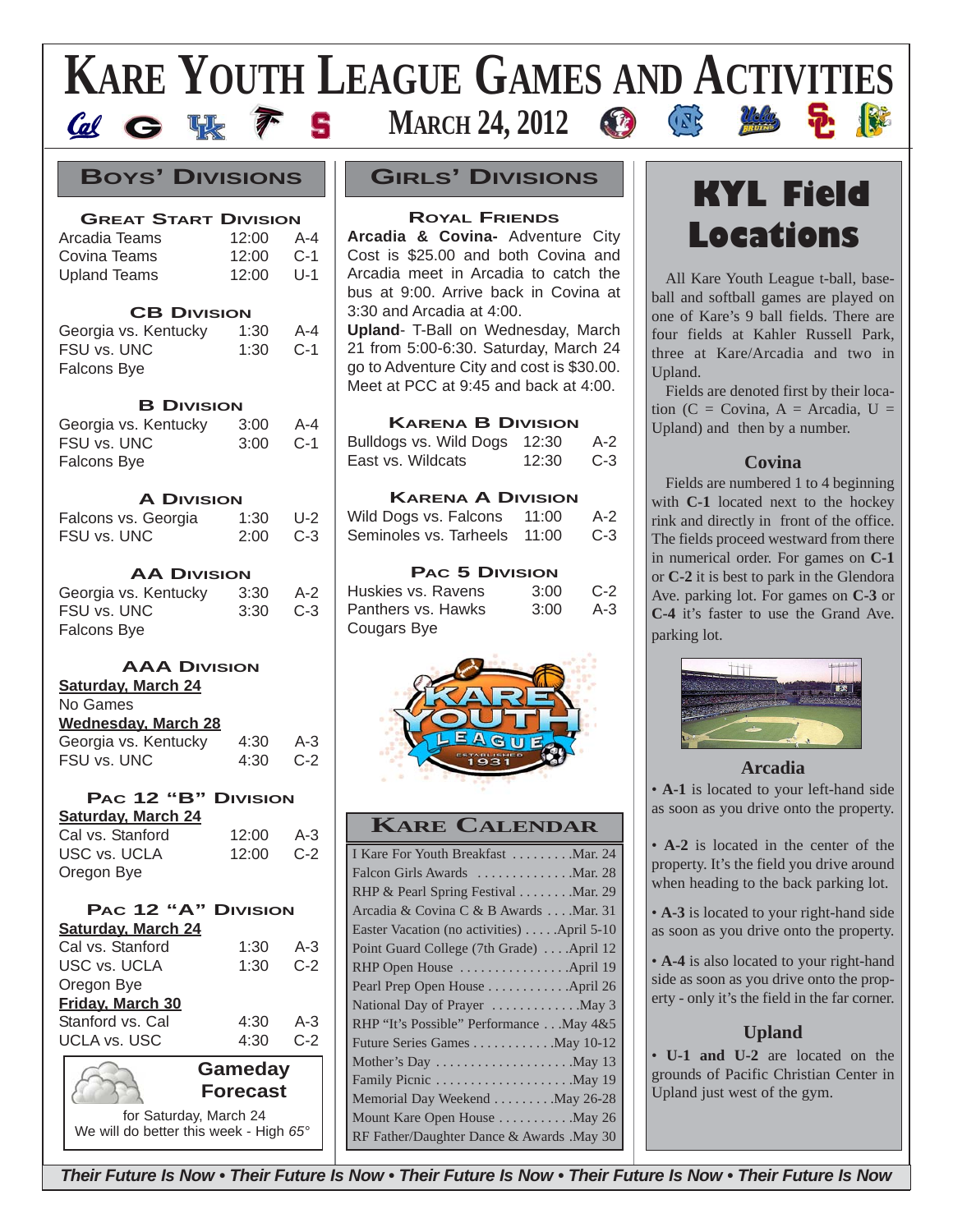# Kare Youth League Games and Activities

## March 24, 2012

## Boys' Divisions

### Great Start Division

| | | |
|---|---|---|
| Arcadia Teams | 12:00 | A-4 |
| Covina Teams | 12:00 | C-1 |
| Upland Teams | 12:00 | U-1 |

### CB Division

| | | |
|---|---|---|
| Georgia vs. Kentucky | 1:30 | A-4 |
| FSU vs. UNC | 1:30 | C-1 |
| Falcons Bye | | |

### B Division

| | | |
|---|---|---|
| Georgia vs. Kentucky | 3:00 | A-4 |
| FSU vs. UNC | 3:00 | C-1 |
| Falcons Bye | | |

### A Division

| | | |
|---|---|---|
| Falcons vs. Georgia | 1:30 | U-2 |
| FSU vs. UNC | 2:00 | C-3 |

### AA Division

| | | |
|---|---|---|
| Georgia vs. Kentucky | 3:30 | A-2 |
| FSU vs. UNC | 3:30 | C-3 |
| Falcons Bye | | |

### AAA Division

**Saturday, March 24**

No Games

**Wednesday, March 28**

| | | |
|---|---|---|
| Georgia vs. Kentucky | 4:30 | A-3 |
| FSU vs. UNC | 4:30 | C-2 |

### Pac 12 "B" Division

**Saturday, March 24**

| | | |
|---|---|---|
| Cal vs. Stanford | 12:00 | A-3 |
| USC vs. UCLA | 12:00 | C-2 |
| Oregon Bye | | |

### Pac 12 "A" Division

**Saturday, March 24**

| | | |
|---|---|---|
| Cal vs. Stanford | 1:30 | A-3 |
| USC vs. UCLA | 1:30 | C-2 |
| Oregon Bye | | |

**Friday, March 30**

| | | |
|---|---|---|
| Stanford vs. Cal | 4:30 | A-3 |
| UCLA vs. USC | 4:30 | C-2 |

**Gameday Forecast**

for Saturday, March 24
We will do better this week - High *65°*

## Girls' Divisions

### Royal Friends

**Arcadia & Covina-** Adventure City Cost is $25.00 and both Covina and Arcadia meet in Arcadia to catch the bus at 9:00. Arrive back in Covina at 3:30 and Arcadia at 4:00.

**Upland**- T-Ball on Wednesday, March 21 from 5:00-6:30. Saturday, March 24 go to Adventure City and cost is $30.00. Meet at PCC at 9:45 and back at 4:00.

### Karena B Division

| | | |
|---|---|---|
| Bulldogs vs. Wild Dogs | 12:30 | A-2 |
| East vs. Wildcats | 12:30 | C-3 |

### Karena A Division

| | | |
|---|---|---|
| Wild Dogs vs. Falcons | 11:00 | A-2 |
| Seminoles vs. Tarheels | 11:00 | C-3 |

### Pac 5 Division

| | | |
|---|---|---|
| Huskies vs. Ravens | 3:00 | C-2 |
| Panthers vs. Hawks | 3:00 | A-3 |
| Cougars Bye | | |

Kare Youth League
Established 1931

## Kare Calendar

| | |
|---|---|
| I Kare For Youth Breakfast | Mar. 24 |
| Falcon Girls Awards | Mar. 28 |
| RHP & Pearl Spring Festival | Mar. 29 |
| Arcadia & Covina C & B Awards | Mar. 31 |
| Easter Vacation (no activities) | April 5-10 |
| Point Guard College (7th Grade) | April 12 |
| RHP Open House | April 19 |
| Pearl Prep Open House | April 26 |
| National Day of Prayer | May 3 |
| RHP "It's Possible" Performance | May 4&5 |
| Future Series Games | May 10-12 |
| Mother's Day | May 13 |
| Family Picnic | May 19 |
| Memorial Day Weekend | May 26-28 |
| Mount Kare Open House | May 26 |
| RF Father/Daughter Dance & Awards | May 30 |

## KYL Field Locations

All Kare Youth League t-ball, baseball and softball games are played on one of Kare's 9 ball fields. There are four fields at Kahler Russell Park, three at Kare/Arcadia and two in Upland.

Fields are denoted first by their location (C = Covina, A = Arcadia, U = Upland) and then by a number.

### Covina

Fields are numbered 1 to 4 beginning with **C-1** located next to the hockey rink and directly in front of the office. The fields proceed westward from there in numerical order. For games on **C-1** or **C-2** it is best to park in the Glendora Ave. parking lot. For games on **C-3** or **C-4** it's faster to use the Grand Ave. parking lot.

### Arcadia

- **A-1** is located to your left-hand side as soon as you drive onto the property.
- **A-2** is located in the center of the property. It's the field you drive around when heading to the back parking lot.
- **A-3** is located to your right-hand side as soon as you drive onto the property.
- **A-4** is also located to your right-hand side as soon as you drive onto the property - only it's the field in the far corner.

### Upland

- **U-1 and U-2** are located on the grounds of Pacific Christian Center in Upland just west of the gym.

*Their Future Is Now • Their Future Is Now • Their Future Is Now • Their Future Is Now • Their Future Is Now*